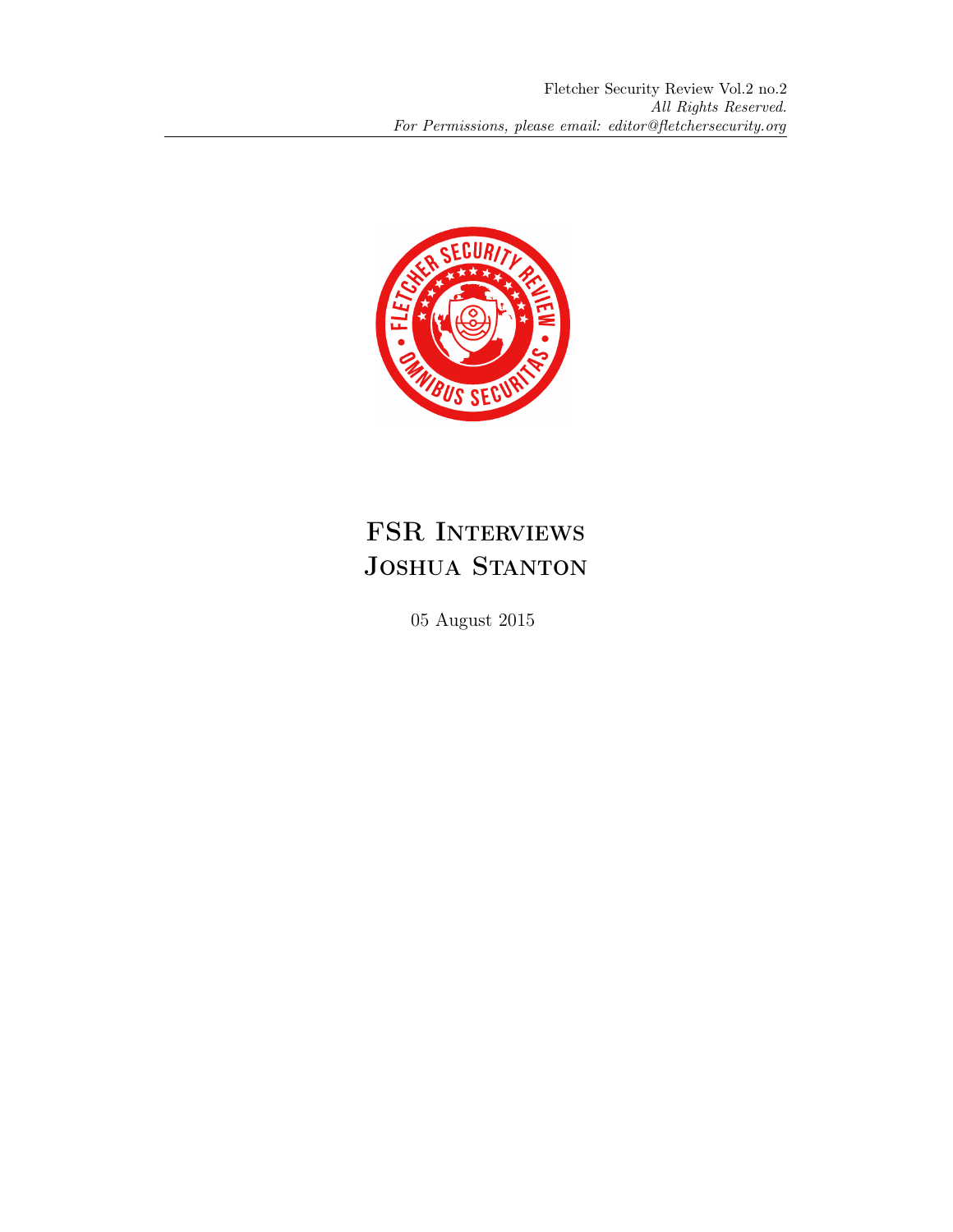Fletcher Security Review Vol.2 no.2
*All Rights Reserved.*
*For Permissions, please email: editor@fletchersecurity.org*

# FSR Interviews Joshua Stanton

05 August 2015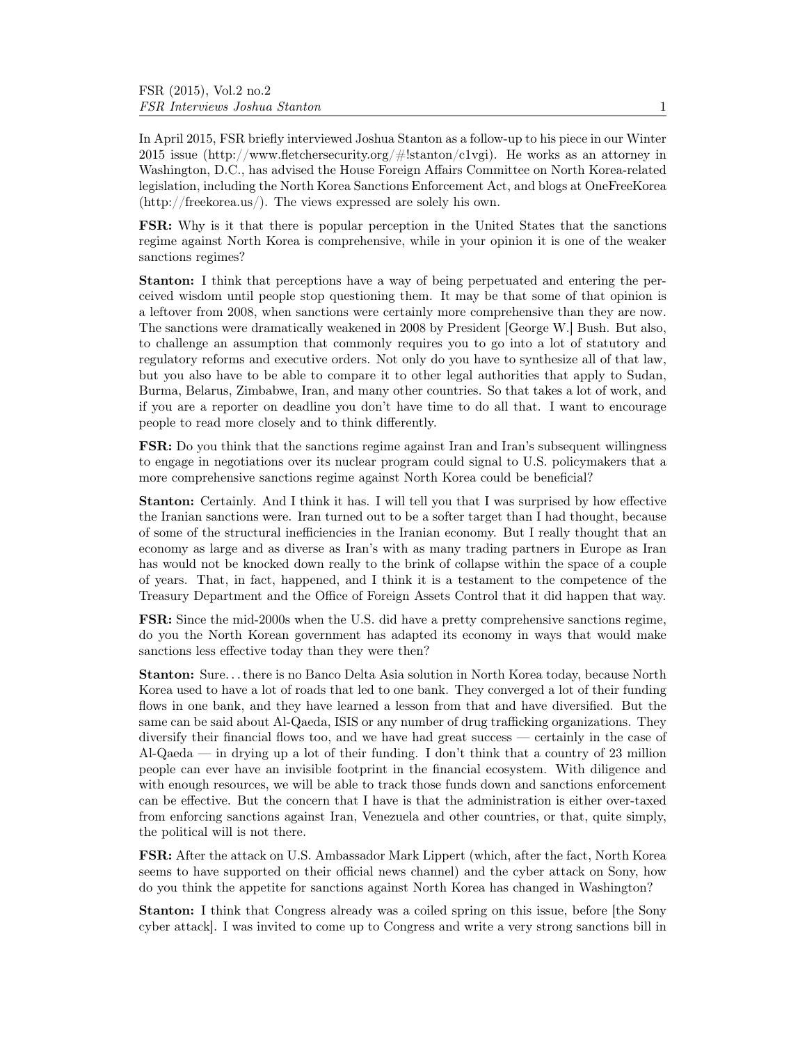In April 2015, FSR briefly interviewed Joshua Stanton as a follow-up to his piece in our Winter 2015 issue (http://www.fletchersecurity.org/#!stanton/c1vgi). He works as an attorney in Washington, D.C., has advised the House Foreign Affairs Committee on North Korea-related legislation, including the North Korea Sanctions Enforcement Act, and blogs at OneFreeKorea (http://freekorea.us/). The views expressed are solely his own.

**FSR:** Why is it that there is popular perception in the United States that the sanctions regime against North Korea is comprehensive, while in your opinion it is one of the weaker sanctions regimes?

**Stanton:** I think that perceptions have a way of being perpetuated and entering the perceived wisdom until people stop questioning them. It may be that some of that opinion is a leftover from 2008, when sanctions were certainly more comprehensive than they are now. The sanctions were dramatically weakened in 2008 by President [George W.] Bush. But also, to challenge an assumption that commonly requires you to go into a lot of statutory and regulatory reforms and executive orders. Not only do you have to synthesize all of that law, but you also have to be able to compare it to other legal authorities that apply to Sudan, Burma, Belarus, Zimbabwe, Iran, and many other countries. So that takes a lot of work, and if you are a reporter on deadline you don't have time to do all that. I want to encourage people to read more closely and to think differently.

**FSR:** Do you think that the sanctions regime against Iran and Iran's subsequent willingness to engage in negotiations over its nuclear program could signal to U.S. policymakers that a more comprehensive sanctions regime against North Korea could be beneficial?

**Stanton:** Certainly. And I think it has. I will tell you that I was surprised by how effective the Iranian sanctions were. Iran turned out to be a softer target than I had thought, because of some of the structural inefficiencies in the Iranian economy. But I really thought that an economy as large and as diverse as Iran's with as many trading partners in Europe as Iran has would not be knocked down really to the brink of collapse within the space of a couple of years. That, in fact, happened, and I think it is a testament to the competence of the Treasury Department and the Office of Foreign Assets Control that it did happen that way.

**FSR:** Since the mid-2000s when the U.S. did have a pretty comprehensive sanctions regime, do you the North Korean government has adapted its economy in ways that would make sanctions less effective today than they were then?

**Stanton:** Sure... there is no Banco Delta Asia solution in North Korea today, because North Korea used to have a lot of roads that led to one bank. They converged a lot of their funding flows in one bank, and they have learned a lesson from that and have diversified. But the same can be said about Al-Qaeda, ISIS or any number of drug trafficking organizations. They diversify their financial flows too, and we have had great success — certainly in the case of Al-Qaeda — in drying up a lot of their funding. I don't think that a country of 23 million people can ever have an invisible footprint in the financial ecosystem. With diligence and with enough resources, we will be able to track those funds down and sanctions enforcement can be effective. But the concern that I have is that the administration is either over-taxed from enforcing sanctions against Iran, Venezuela and other countries, or that, quite simply, the political will is not there.

**FSR:** After the attack on U.S. Ambassador Mark Lippert (which, after the fact, North Korea seems to have supported on their official news channel) and the cyber attack on Sony, how do you think the appetite for sanctions against North Korea has changed in Washington?

**Stanton:** I think that Congress already was a coiled spring on this issue, before [the Sony cyber attack]. I was invited to come up to Congress and write a very strong sanctions bill in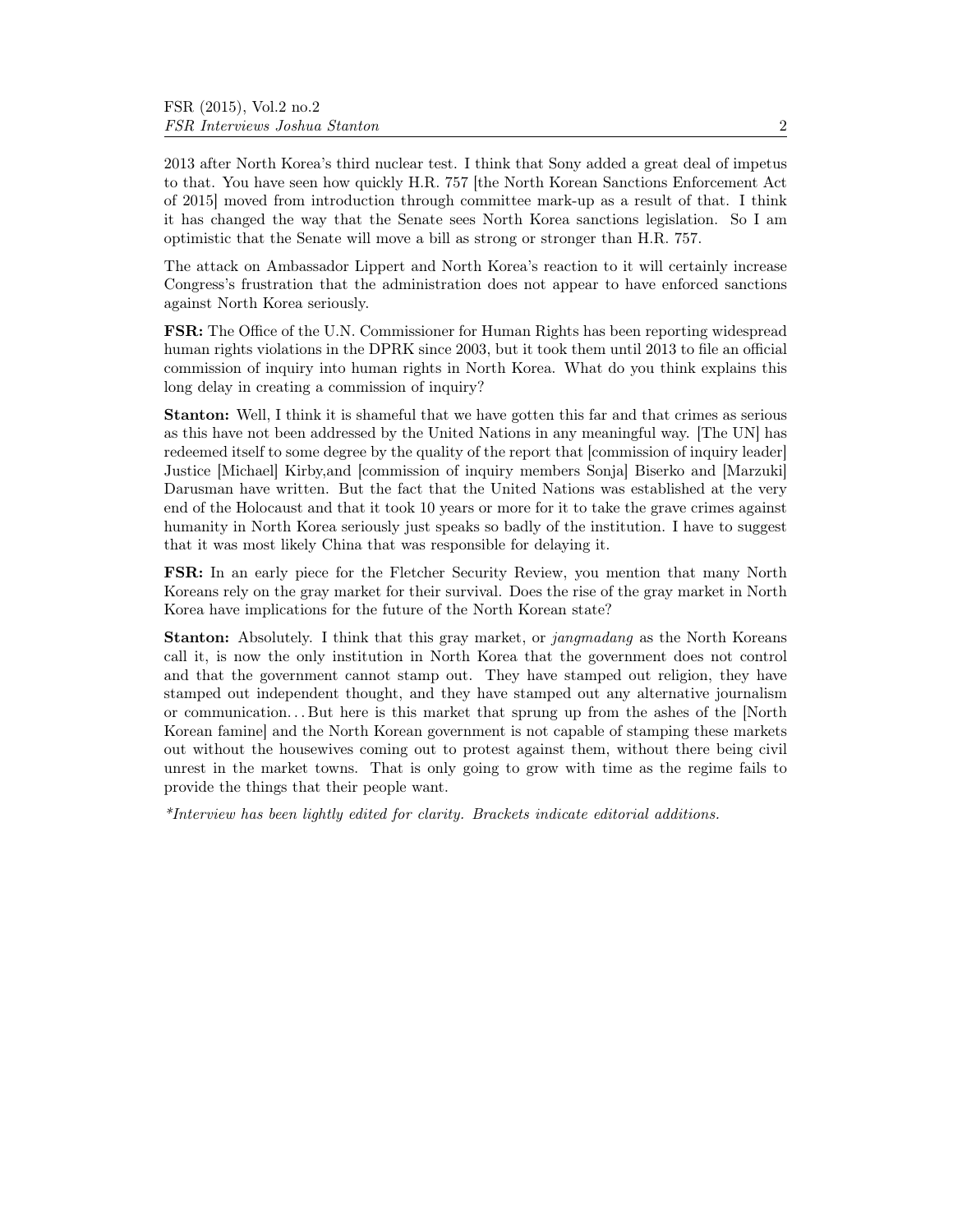2013 after North Korea's third nuclear test. I think that Sony added a great deal of impetus to that. You have seen how quickly H.R. 757 [the North Korean Sanctions Enforcement Act of 2015] moved from introduction through committee mark-up as a result of that. I think it has changed the way that the Senate sees North Korea sanctions legislation. So I am optimistic that the Senate will move a bill as strong or stronger than H.R. 757.

The attack on Ambassador Lippert and North Korea's reaction to it will certainly increase Congress's frustration that the administration does not appear to have enforced sanctions against North Korea seriously.

**FSR:** The Office of the U.N. Commissioner for Human Rights has been reporting widespread human rights violations in the DPRK since 2003, but it took them until 2013 to file an official commission of inquiry into human rights in North Korea. What do you think explains this long delay in creating a commission of inquiry?

**Stanton:** Well, I think it is shameful that we have gotten this far and that crimes as serious as this have not been addressed by the United Nations in any meaningful way. [The UN] has redeemed itself to some degree by the quality of the report that [commission of inquiry leader] Justice [Michael] Kirby,and [commission of inquiry members Sonja] Biserko and [Marzuki] Darusman have written. But the fact that the United Nations was established at the very end of the Holocaust and that it took 10 years or more for it to take the grave crimes against humanity in North Korea seriously just speaks so badly of the institution. I have to suggest that it was most likely China that was responsible for delaying it.

**FSR:** In an early piece for the Fletcher Security Review, you mention that many North Koreans rely on the gray market for their survival. Does the rise of the gray market in North Korea have implications for the future of the North Korean state?

**Stanton:** Absolutely. I think that this gray market, or *jangmadang* as the North Koreans call it, is now the only institution in North Korea that the government does not control and that the government cannot stamp out. They have stamped out religion, they have stamped out independent thought, and they have stamped out any alternative journalism or communication... But here is this market that sprung up from the ashes of the [North Korean famine] and the North Korean government is not capable of stamping these markets out without the housewives coming out to protest against them, without there being civil unrest in the market towns. That is only going to grow with time as the regime fails to provide the things that their people want.

*\*Interview has been lightly edited for clarity. Brackets indicate editorial additions.*